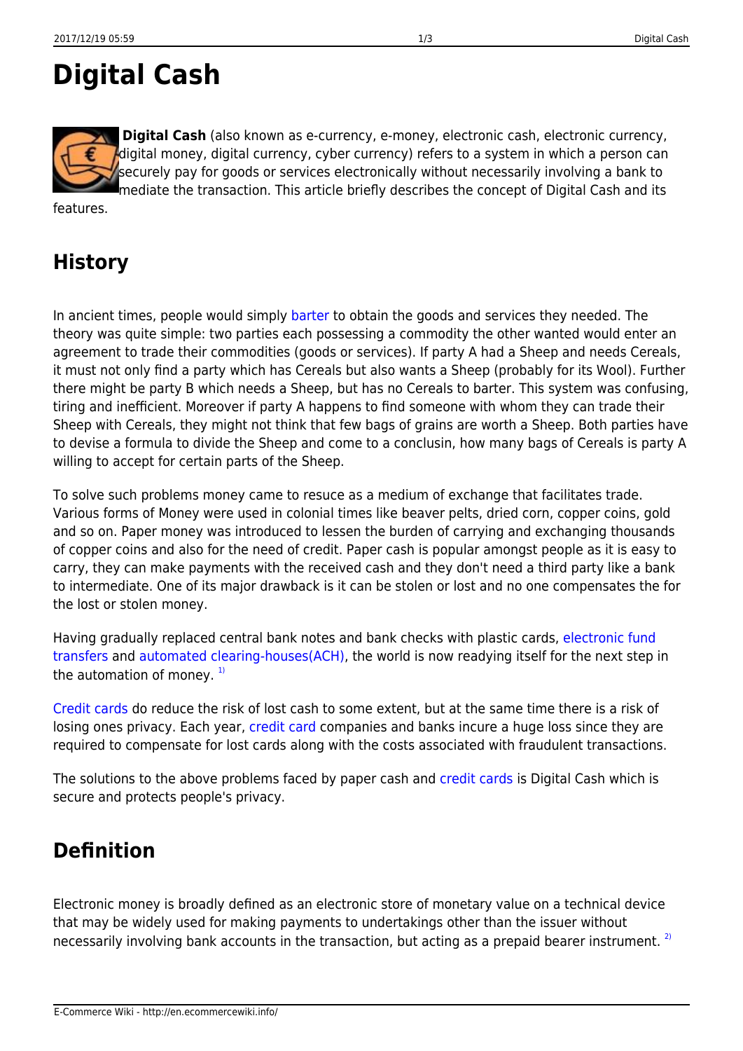# Digital Cash

**Digital Cash** (also known as e-currency, e-money, electronic cash, electronic currency, digital money, digital currency, cyber currency) refers to a system in which a person can securely pay for goods or services electronically without necessarily involving a bank to mediate the transaction. This article briefly describes the concept of Digital Cash and its features.

## History

In ancient times, people would simply barter to obtain the goods and services they needed. The theory was quite simple: two parties each possessing a commodity the other wanted would enter an agreement to trade their commodities (goods or services). If party A had a Sheep and needs Cereals, it must not only find a party which has Cereals but also wants a Sheep (probably for its Wool). Further there might be party B which needs a Sheep, but has no Cereals to barter. This system was confusing, tiring and inefficient. Moreover if party A happens to find someone with whom they can trade their Sheep with Cereals, they might not think that few bags of grains are worth a Sheep. Both parties have to devise a formula to divide the Sheep and come to a conclusin, how many bags of Cereals is party A willing to accept for certain parts of the Sheep.

To solve such problems money came to resuce as a medium of exchange that facilitates trade. Various forms of Money were used in colonial times like beaver pelts, dried corn, copper coins, gold and so on. Paper money was introduced to lessen the burden of carrying and exchanging thousands of copper coins and also for the need of credit. Paper cash is popular amongst people as it is easy to carry, they can make payments with the received cash and they don't need a third party like a bank to intermediate. One of its major drawback is it can be stolen or lost and no one compensates the for the lost or stolen money.

Having gradually replaced central bank notes and bank checks with plastic cards, electronic fund transfers and automated clearing-houses(ACH), the world is now readying itself for the next step in the automation of money. [1)]

Credit cards do reduce the risk of lost cash to some extent, but at the same time there is a risk of losing ones privacy. Each year, credit card companies and banks incure a huge loss since they are required to compensate for lost cards along with the costs associated with fraudulent transactions.

The solutions to the above problems faced by paper cash and credit cards is Digital Cash which is secure and protects people's privacy.

## Definition

Electronic money is broadly defined as an electronic store of monetary value on a technical device that may be widely used for making payments to undertakings other than the issuer without necessarily involving bank accounts in the transaction, but acting as a prepaid bearer instrument. [2)]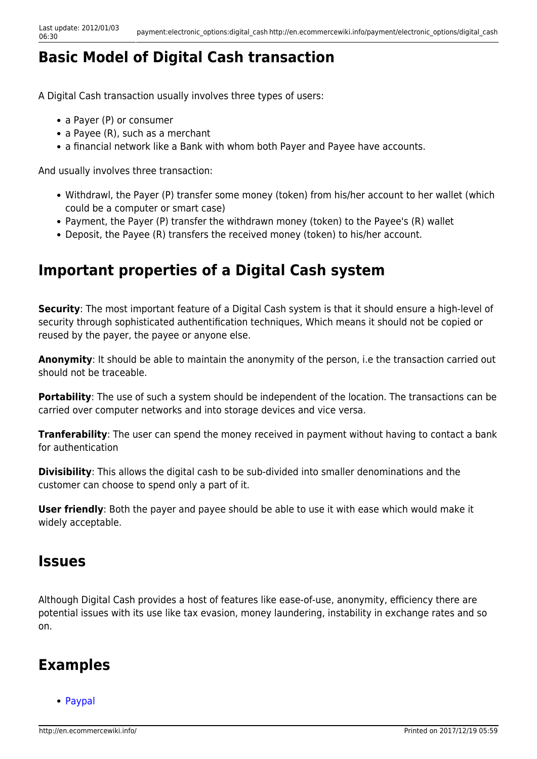## Basic Model of Digital Cash transaction

A Digital Cash transaction usually involves three types of users:

- a Payer (P) or consumer
- a Payee (R), such as a merchant
- a financial network like a Bank with whom both Payer and Payee have accounts.

And usually involves three transaction:

- Withdrawl, the Payer (P) transfer some money (token) from his/her account to her wallet (which could be a computer or smart case)
- Payment, the Payer (P) transfer the withdrawn money (token) to the Payee's (R) wallet
- Deposit, the Payee (R) transfers the received money (token) to his/her account.

## Important properties of a Digital Cash system

**Security**: The most important feature of a Digital Cash system is that it should ensure a high-level of security through sophisticated authentification techniques, Which means it should not be copied or reused by the payer, the payee or anyone else.

**Anonymity**: It should be able to maintain the anonymity of the person, i.e the transaction carried out should not be traceable.

**Portability**: The use of such a system should be independent of the location. The transactions can be carried over computer networks and into storage devices and vice versa.

**Tranferability**: The user can spend the money received in payment without having to contact a bank for authentication

**Divisibility**: This allows the digital cash to be sub-divided into smaller denominations and the customer can choose to spend only a part of it.

**User friendly**: Both the payer and payee should be able to use it with ease which would make it widely acceptable.

## Issues

Although Digital Cash provides a host of features like ease-of-use, anonymity, efficiency there are potential issues with its use like tax evasion, money laundering, instability in exchange rates and so on.

## Examples

- Paypal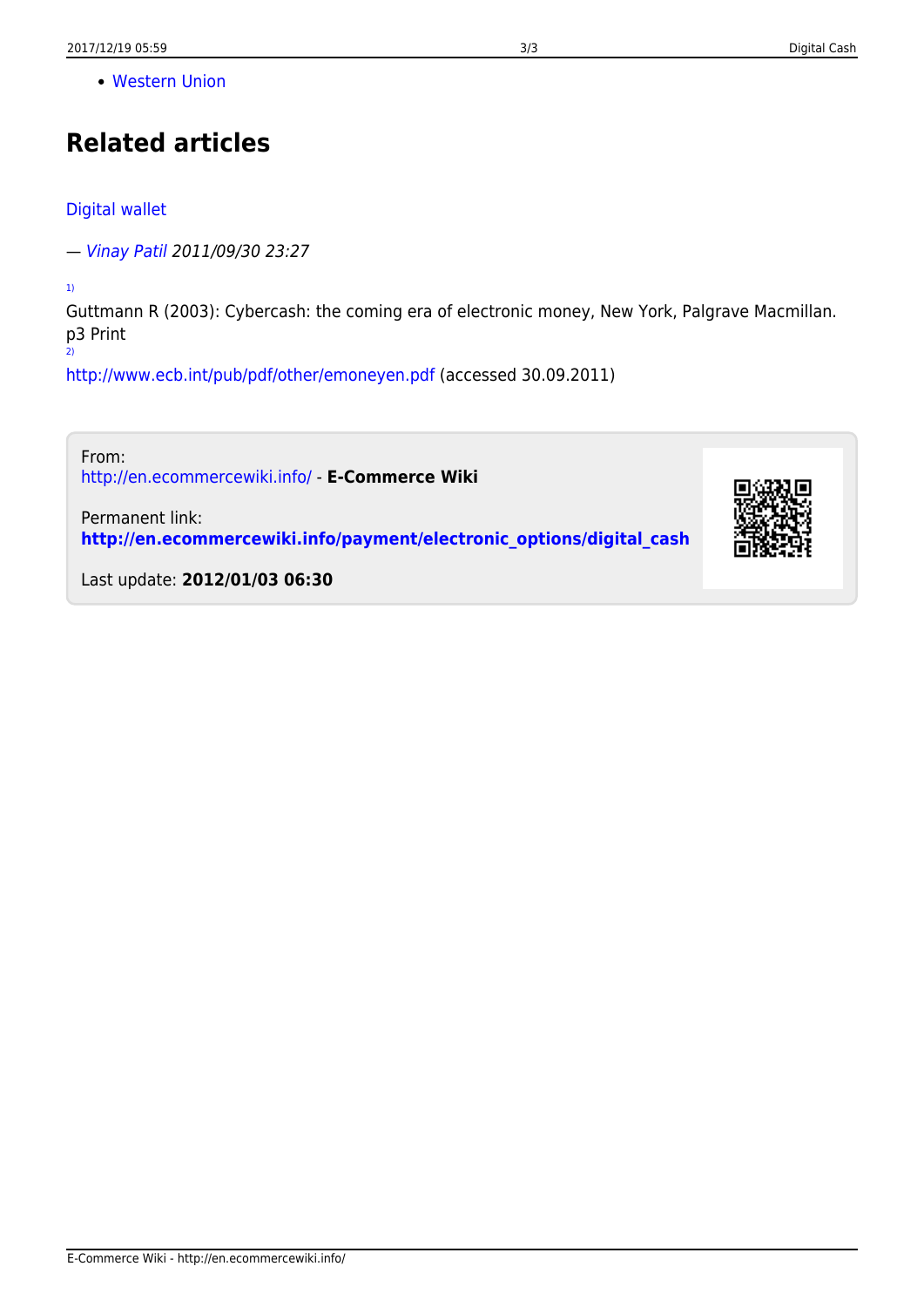- Western Union

## Related articles

Digital wallet

— *Vinay Patil 2011/09/30 23:27*

[1]
Guttmann R (2003): Cybercash: the coming era of electronic money, New York, Palgrave Macmillan. p3 Print

[2]
http://www.ecb.int/pub/pdf/other/emoneyen.pdf (accessed 30.09.2011)

From:
http://en.ecommercewiki.info/ - **E-Commerce Wiki**

Permanent link:
**http://en.ecommercewiki.info/payment/electronic_options/digital_cash**

Last update: **2012/01/03 06:30**